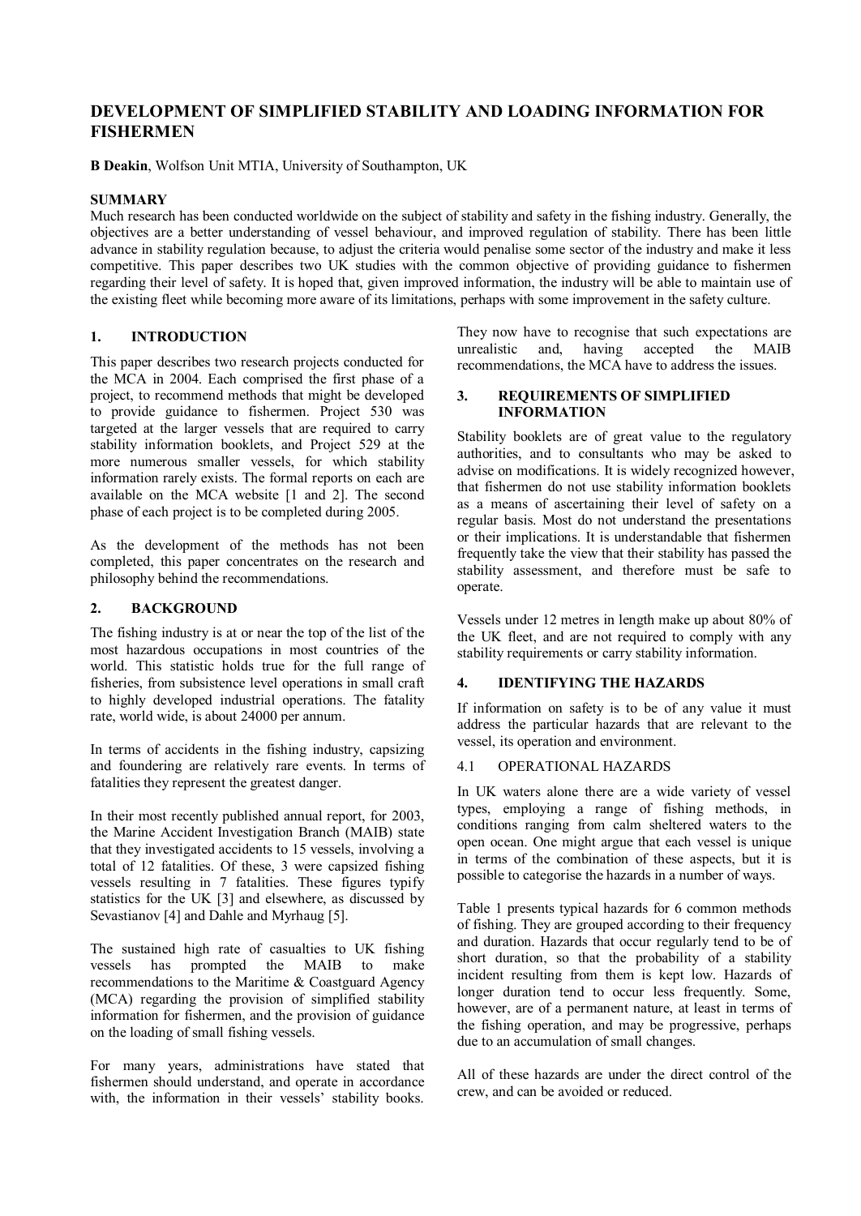# DEVELOPMENT OF SIMPLIFIED STABILITY AND LOADING INFORMATION FOR FISHERMEN

**B Deakin**, Wolfson Unit MTIA, University of Southampton, UK

## SUMMARY

Much research has been conducted worldwide on the subject of stability and safety in the fishing industry. Generally, the objectives are a better understanding of vessel behaviour, and improved regulation of stability. There has been little advance in stability regulation because, to adjust the criteria would penalise some sector of the industry and make it less competitive. This paper describes two UK studies with the common objective of providing guidance to fishermen regarding their level of safety. It is hoped that, given improved information, the industry will be able to maintain use of the existing fleet while becoming more aware of its limitations, perhaps with some improvement in the safety culture.

## 1. INTRODUCTION

This paper describes two research projects conducted for the MCA in 2004. Each comprised the first phase of a project, to recommend methods that might be developed to provide guidance to fishermen. Project 530 was targeted at the larger vessels that are required to carry stability information booklets, and Project 529 at the more numerous smaller vessels, for which stability information rarely exists. The formal reports on each are available on the MCA website [1 and 2]. The second phase of each project is to be completed during 2005.

As the development of the methods has not been completed, this paper concentrates on the research and philosophy behind the recommendations.

## 2. BACKGROUND

The fishing industry is at or near the top of the list of the most hazardous occupations in most countries of the world. This statistic holds true for the full range of fisheries, from subsistence level operations in small craft to highly developed industrial operations. The fatality rate, world wide, is about 24000 per annum.

In terms of accidents in the fishing industry, capsizing and foundering are relatively rare events. In terms of fatalities they represent the greatest danger.

In their most recently published annual report, for 2003, the Marine Accident Investigation Branch (MAIB) state that they investigated accidents to 15 vessels, involving a total of 12 fatalities. Of these, 3 were capsized fishing vessels resulting in 7 fatalities. These figures typify statistics for the UK [3] and elsewhere, as discussed by Sevastianov [4] and Dahle and Myrhaug [5].

The sustained high rate of casualties to UK fishing vessels has prompted the MAIB to make recommendations to the Maritime & Coastguard Agency (MCA) regarding the provision of simplified stability information for fishermen, and the provision of guidance on the loading of small fishing vessels.

For many years, administrations have stated that fishermen should understand, and operate in accordance with, the information in their vessels' stability books. They now have to recognise that such expectations are unrealistic and, having accepted the MAIB recommendations, the MCA have to address the issues.

## 3. REQUIREMENTS OF SIMPLIFIED INFORMATION

Stability booklets are of great value to the regulatory authorities, and to consultants who may be asked to advise on modifications. It is widely recognized however, that fishermen do not use stability information booklets as a means of ascertaining their level of safety on a regular basis. Most do not understand the presentations or their implications. It is understandable that fishermen frequently take the view that their stability has passed the stability assessment, and therefore must be safe to operate.

Vessels under 12 metres in length make up about 80% of the UK fleet, and are not required to comply with any stability requirements or carry stability information.

## 4. IDENTIFYING THE HAZARDS

If information on safety is to be of any value it must address the particular hazards that are relevant to the vessel, its operation and environment.

### 4.1 OPERATIONAL HAZARDS

In UK waters alone there are a wide variety of vessel types, employing a range of fishing methods, in conditions ranging from calm sheltered waters to the open ocean. One might argue that each vessel is unique in terms of the combination of these aspects, but it is possible to categorise the hazards in a number of ways.

Table 1 presents typical hazards for 6 common methods of fishing. They are grouped according to their frequency and duration. Hazards that occur regularly tend to be of short duration, so that the probability of a stability incident resulting from them is kept low. Hazards of longer duration tend to occur less frequently. Some, however, are of a permanent nature, at least in terms of the fishing operation, and may be progressive, perhaps due to an accumulation of small changes.

All of these hazards are under the direct control of the crew, and can be avoided or reduced.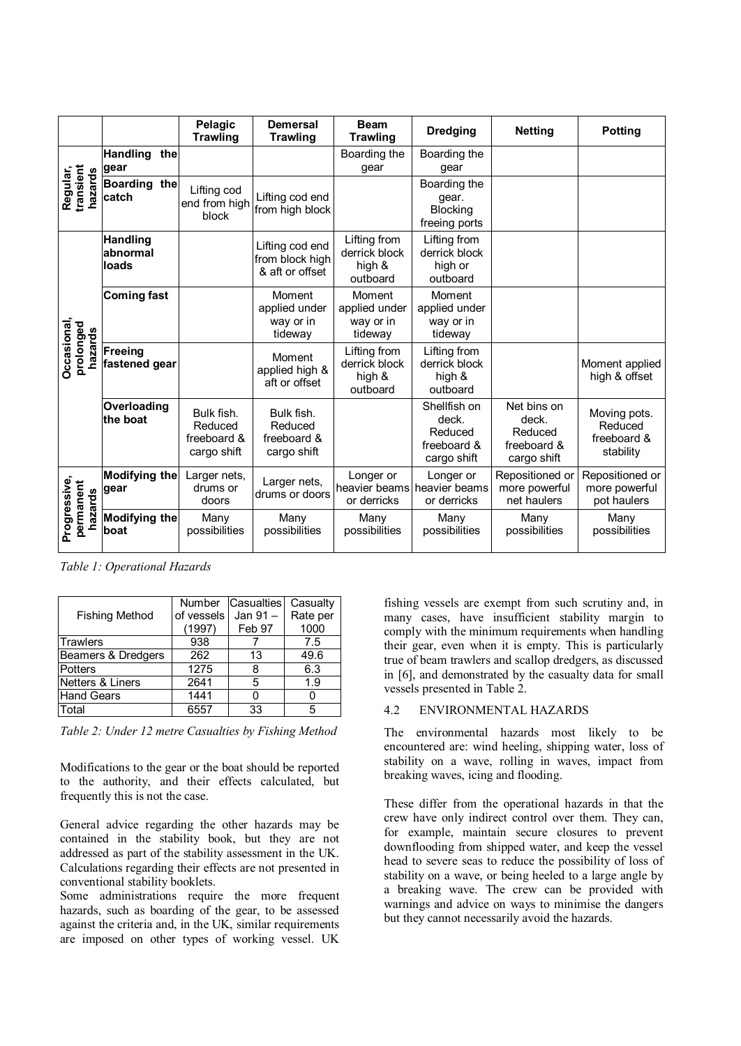| | | Pelagic Trawling | Demersal Trawling | Beam Trawling | Dredging | Netting | Potting |
|---|---|---|---|---|---|---|---|
| Regular, transient hazards | Handling the gear | | | Boarding the gear | Boarding the gear | | |
| | Boarding the catch | Lifting cod end from high block | Lifting cod end from high block | | Boarding the gear. Blocking freeing ports | | |
| Occasional, prolonged hazards | Handling abnormal loads | | Lifting cod end from block high & aft or offset | Lifting from derrick block high & outboard | Lifting from derrick block high or outboard | | |
| | Coming fast | | Moment applied under way or in tideway | Moment applied under way or in tideway | Moment applied under way or in tideway | | |
| | Freeing fastened gear | | Moment applied high & aft or offset | Lifting from derrick block high & outboard | Lifting from derrick block high & outboard | | Moment applied high & offset |
| | Overloading the boat | Bulk fish. Reduced freeboard & cargo shift | Bulk fish. Reduced freeboard & cargo shift | | Shellfish on deck. Reduced freeboard & cargo shift | Net bins on deck. Reduced freeboard & cargo shift | Moving pots. Reduced freeboard & stability |
| Progressive, permanent hazards | Modifying the gear | Larger nets, drums or doors | Larger nets, drums or doors | Longer or heavier beams or derricks | Longer or heavier beams or derricks | Repositioned or more powerful net haulers | Repositioned or more powerful pot haulers |
| | Modifying the boat | Many possibilities | Many possibilities | Many possibilities | Many possibilities | Many possibilities | Many possibilities |

*Table 1: Operational Hazards*

| Fishing Method | Number of vessels (1997) | Casualties Jan 91 – Feb 97 | Casualty Rate per 1000 |
|---|---|---|---|
| Trawlers | 938 | 7 | 7.5 |
| Beamers & Dredgers | 262 | 13 | 49.6 |
| Potters | 1275 | 8 | 6.3 |
| Netters & Liners | 2641 | 5 | 1.9 |
| Hand Gears | 1441 | 0 | 0 |
| Total | 6557 | 33 | 5 |

*Table 2: Under 12 metre Casualties by Fishing Method*

Modifications to the gear or the boat should be reported to the authority, and their effects calculated, but frequently this is not the case.

General advice regarding the other hazards may be contained in the stability book, but they are not addressed as part of the stability assessment in the UK. Calculations regarding their effects are not presented in conventional stability booklets.

Some administrations require the more frequent hazards, such as boarding of the gear, to be assessed against the criteria and, in the UK, similar requirements are imposed on other types of working vessel. UK fishing vessels are exempt from such scrutiny and, in many cases, have insufficient stability margin to comply with the minimum requirements when handling their gear, even when it is empty. This is particularly true of beam trawlers and scallop dredgers, as discussed in [6], and demonstrated by the casualty data for small vessels presented in Table 2.

### 4.2 ENVIRONMENTAL HAZARDS

The environmental hazards most likely to be encountered are: wind heeling, shipping water, loss of stability on a wave, rolling in waves, impact from breaking waves, icing and flooding.

These differ from the operational hazards in that the crew have only indirect control over them. They can, for example, maintain secure closures to prevent downflooding from shipped water, and keep the vessel head to severe seas to reduce the possibility of loss of stability on a wave, or being heeled to a large angle by a breaking wave. The crew can be provided with warnings and advice on ways to minimise the dangers but they cannot necessarily avoid the hazards.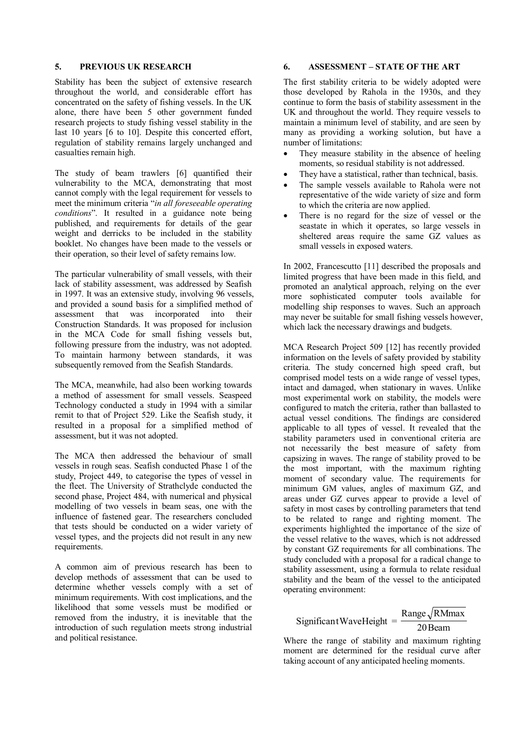## 5. PREVIOUS UK RESEARCH

Stability has been the subject of extensive research throughout the world, and considerable effort has concentrated on the safety of fishing vessels. In the UK alone, there have been 5 other government funded research projects to study fishing vessel stability in the last 10 years [6 to 10]. Despite this concerted effort, regulation of stability remains largely unchanged and casualties remain high.

The study of beam trawlers [6] quantified their vulnerability to the MCA, demonstrating that most cannot comply with the legal requirement for vessels to meet the minimum criteria "*in all foreseeable operating conditions*". It resulted in a guidance note being published, and requirements for details of the gear weight and derricks to be included in the stability booklet. No changes have been made to the vessels or their operation, so their level of safety remains low.

The particular vulnerability of small vessels, with their lack of stability assessment, was addressed by Seafish in 1997. It was an extensive study, involving 96 vessels, and provided a sound basis for a simplified method of assessment that was incorporated into their Construction Standards. It was proposed for inclusion in the MCA Code for small fishing vessels but, following pressure from the industry, was not adopted. To maintain harmony between standards, it was subsequently removed from the Seafish Standards.

The MCA, meanwhile, had also been working towards a method of assessment for small vessels. Seaspeed Technology conducted a study in 1994 with a similar remit to that of Project 529. Like the Seafish study, it resulted in a proposal for a simplified method of assessment, but it was not adopted.

The MCA then addressed the behaviour of small vessels in rough seas. Seafish conducted Phase 1 of the study, Project 449, to categorise the types of vessel in the fleet. The University of Strathclyde conducted the second phase, Project 484, with numerical and physical modelling of two vessels in beam seas, one with the influence of fastened gear. The researchers concluded that tests should be conducted on a wider variety of vessel types, and the projects did not result in any new requirements.

A common aim of previous research has been to develop methods of assessment that can be used to determine whether vessels comply with a set of minimum requirements. With cost implications, and the likelihood that some vessels must be modified or removed from the industry, it is inevitable that the introduction of such regulation meets strong industrial and political resistance.

## 6. ASSESSMENT – STATE OF THE ART

The first stability criteria to be widely adopted were those developed by Rahola in the 1930s, and they continue to form the basis of stability assessment in the UK and throughout the world. They require vessels to maintain a minimum level of stability, and are seen by many as providing a working solution, but have a number of limitations:

- They measure stability in the absence of heeling moments, so residual stability is not addressed.
- They have a statistical, rather than technical, basis.
- The sample vessels available to Rahola were not representative of the wide variety of size and form to which the criteria are now applied.
- There is no regard for the size of vessel or the seastate in which it operates, so large vessels in sheltered areas require the same GZ values as small vessels in exposed waters.

In 2002, Francescutto [11] described the proposals and limited progress that have been made in this field, and promoted an analytical approach, relying on the ever more sophisticated computer tools available for modelling ship responses to waves. Such an approach may never be suitable for small fishing vessels however, which lack the necessary drawings and budgets.

MCA Research Project 509 [12] has recently provided information on the levels of safety provided by stability criteria. The study concerned high speed craft, but comprised model tests on a wide range of vessel types, intact and damaged, when stationary in waves. Unlike most experimental work on stability, the models were configured to match the criteria, rather than ballasted to actual vessel conditions. The findings are considered applicable to all types of vessel. It revealed that the stability parameters used in conventional criteria are not necessarily the best measure of safety from capsizing in waves. The range of stability proved to be the most important, with the maximum righting moment of secondary value. The requirements for minimum GM values, angles of maximum GZ, and areas under GZ curves appear to provide a level of safety in most cases by controlling parameters that tend to be related to range and righting moment. The experiments highlighted the importance of the size of the vessel relative to the waves, which is not addressed by constant GZ requirements for all combinations. The study concluded with a proposal for a radical change to stability assessment, using a formula to relate residual stability and the beam of the vessel to the anticipated operating environment:

$$\text{Significant Wave Height} = \frac{\text{Range}\sqrt{\text{RMmax}}}{20\,\text{Beam}}$$

Where the range of stability and maximum righting moment are determined for the residual curve after taking account of any anticipated heeling moments.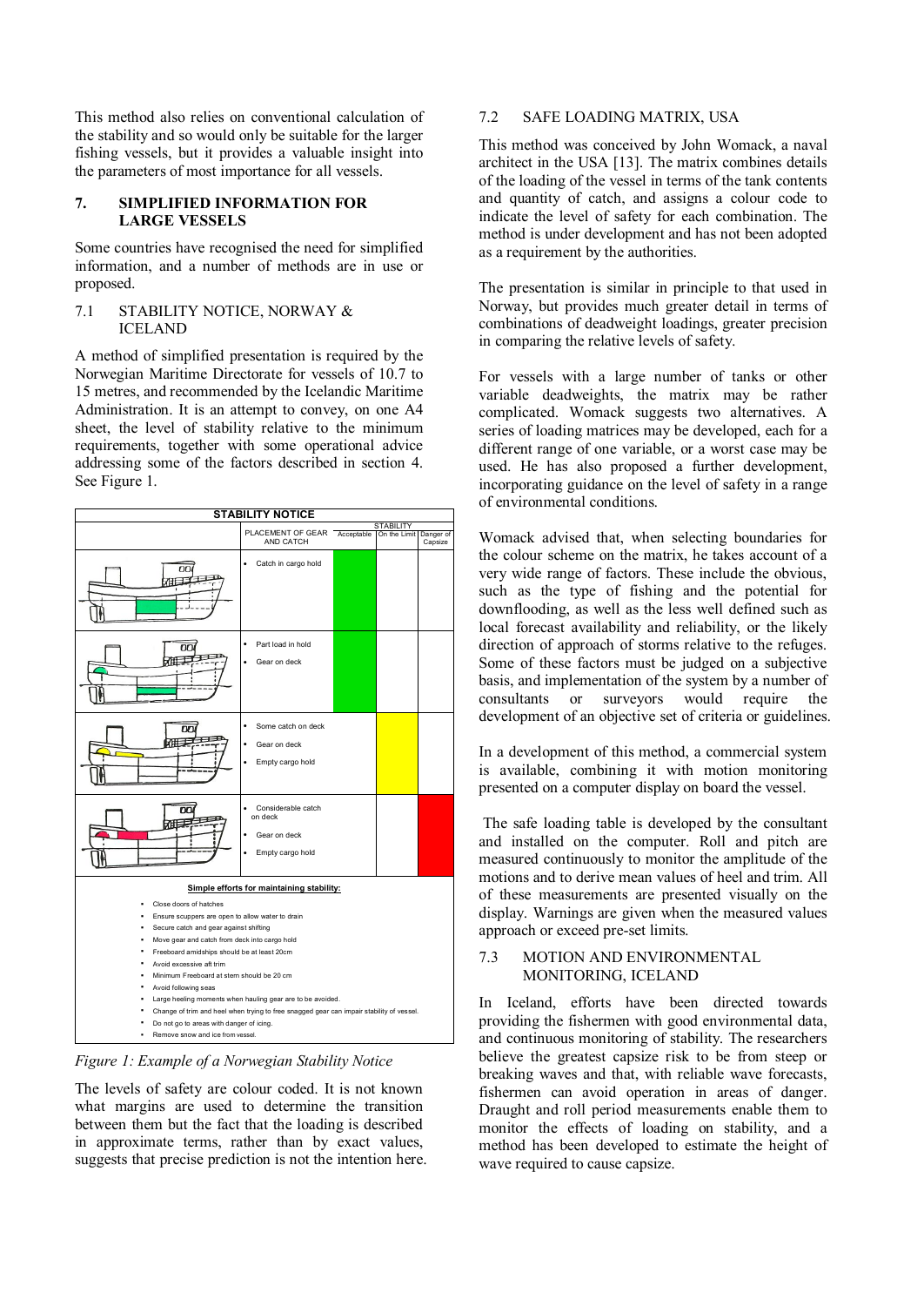This method also relies on conventional calculation of the stability and so would only be suitable for the larger fishing vessels, but it provides a valuable insight into the parameters of most importance for all vessels.

## 7. SIMPLIFIED INFORMATION FOR LARGE VESSELS

Some countries have recognised the need for simplified information, and a number of methods are in use or proposed.

### 7.1 STABILITY NOTICE, NORWAY & ICELAND

A method of simplified presentation is required by the Norwegian Maritime Directorate for vessels of 10.7 to 15 metres, and recommended by the Icelandic Maritime Administration. It is an attempt to convey, on one A4 sheet, the level of stability relative to the minimum requirements, together with some operational advice addressing some of the factors described in section 4. See Figure 1.

**STABILITY NOTICE**

| | PLACEMENT OF GEAR AND CATCH | STABILITY Acceptable | On the Limit | Danger of Capsize |
|---|---|---|---|---|
| | • Catch in cargo hold | (green) | | |
| | • Part load in hold<br>• Gear on deck | (green) | | |
| | • Some catch on deck<br>• Gear on deck<br>• Empty cargo hold | | (yellow) | |
| | • Considerable catch on deck<br>• Gear on deck<br>• Empty cargo hold | | | (red) |

**Simple efforts for maintaining stability:**

- Close doors of hatches
- Ensure scuppers are open to allow water to drain
- Secure catch and gear against shifting
- Move gear and catch from deck into cargo hold
- Freeboard amidships should be at least 20cm
- Avoid excessive aft trim
- Minimum Freeboard at stern should be 20 cm
- Avoid following seas
- Large heeling moments when hauling gear are to be avoided.
- Change of trim and heel when trying to free snagged gear can impair stability of vessel.
- Do not go to areas with danger of icing.
- Remove snow and ice from vessel.

*Figure 1: Example of a Norwegian Stability Notice*

The levels of safety are colour coded. It is not known what margins are used to determine the transition between them but the fact that the loading is described in approximate terms, rather than by exact values, suggests that precise prediction is not the intention here.

### 7.2 SAFE LOADING MATRIX, USA

This method was conceived by John Womack, a naval architect in the USA [13]. The matrix combines details of the loading of the vessel in terms of the tank contents and quantity of catch, and assigns a colour code to indicate the level of safety for each combination. The method is under development and has not been adopted as a requirement by the authorities.

The presentation is similar in principle to that used in Norway, but provides much greater detail in terms of combinations of deadweight loadings, greater precision in comparing the relative levels of safety.

For vessels with a large number of tanks or other variable deadweights, the matrix may be rather complicated. Womack suggests two alternatives. A series of loading matrices may be developed, each for a different range of one variable, or a worst case may be used. He has also proposed a further development, incorporating guidance on the level of safety in a range of environmental conditions.

Womack advised that, when selecting boundaries for the colour scheme on the matrix, he takes account of a very wide range of factors. These include the obvious, such as the type of fishing and the potential for downflooding, as well as the less well defined such as local forecast availability and reliability, or the likely direction of approach of storms relative to the refuges. Some of these factors must be judged on a subjective basis, and implementation of the system by a number of consultants or surveyors would require the development of an objective set of criteria or guidelines.

In a development of this method, a commercial system is available, combining it with motion monitoring presented on a computer display on board the vessel.

The safe loading table is developed by the consultant and installed on the computer. Roll and pitch are measured continuously to monitor the amplitude of the motions and to derive mean values of heel and trim. All of these measurements are presented visually on the display. Warnings are given when the measured values approach or exceed pre-set limits.

### 7.3 MOTION AND ENVIRONMENTAL MONITORING, ICELAND

In Iceland, efforts have been directed towards providing the fishermen with good environmental data, and continuous monitoring of stability. The researchers believe the greatest capsize risk to be from steep or breaking waves and that, with reliable wave forecasts, fishermen can avoid operation in areas of danger. Draught and roll period measurements enable them to monitor the effects of loading on stability, and a method has been developed to estimate the height of wave required to cause capsize.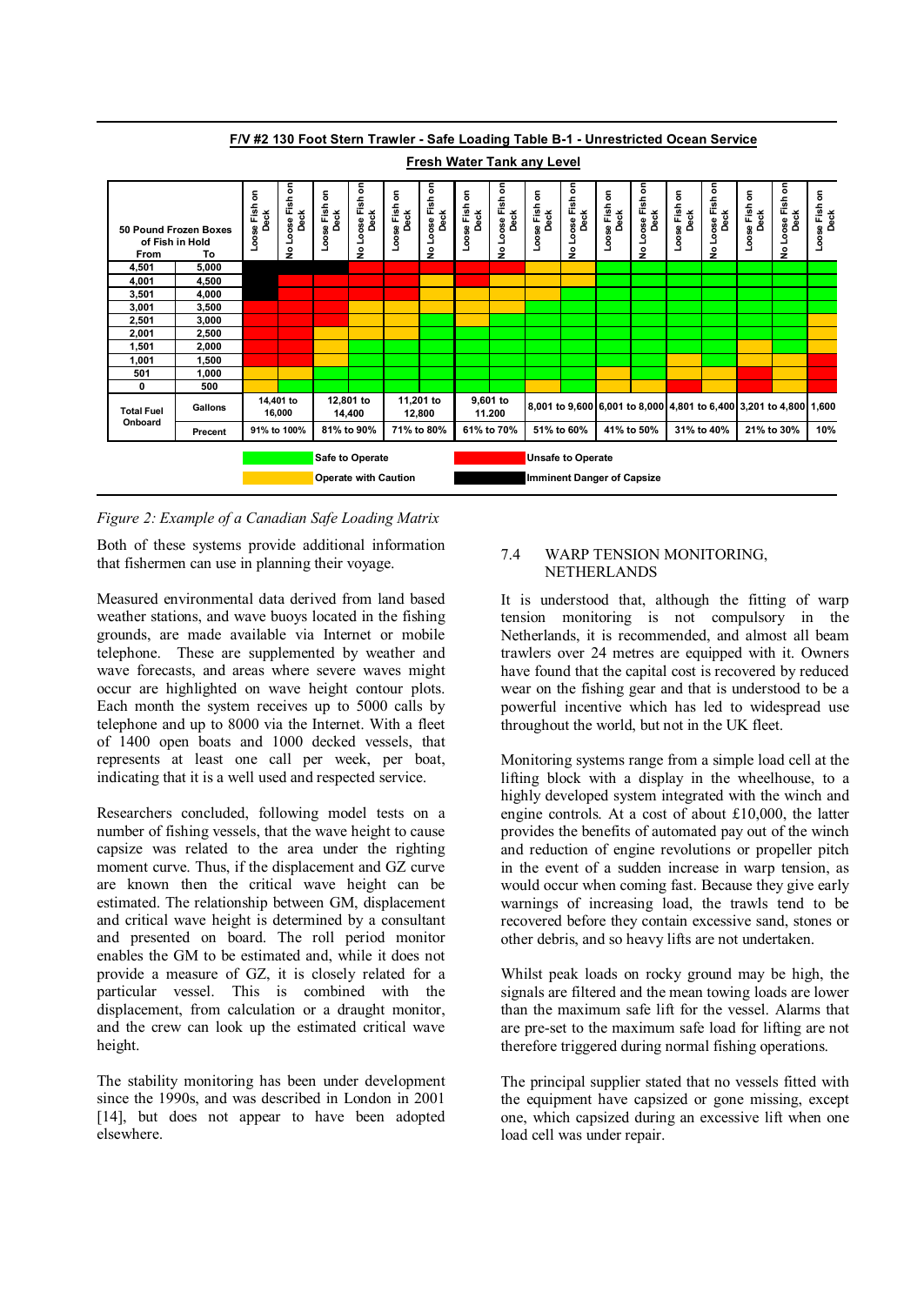**F/V #2 130 Foot Stern Trawler - Safe Loading Table B-1 - Unrestricted Ocean Service**

**Fresh Water Tank any Level**

| 50 Pound Frozen Boxes of Fish in Hold From | To | Loose Fish on Deck | No Loose Fish on Deck | Loose Fish on Deck | No Loose Fish on Deck | Loose Fish on Deck | No Loose Fish on Deck | Loose Fish on Deck | No Loose Fish on Deck | Loose Fish on Deck | No Loose Fish on Deck | Loose Fish on Deck | No Loose Fish on Deck | Loose Fish on Deck | No Loose Fish on Deck | Loose Fish on Deck | No Loose Fish on Deck | Loose Fish on Deck |
|---|---|---|---|---|---|---|---|---|---|---|---|---|---|---|---|---|---|---|
| 4,501 | 5,000 | Imminent Danger | Imminent Danger | Unsafe | Unsafe | Unsafe | Unsafe | Unsafe | Unsafe | Caution | Caution | Safe | Safe | Safe | Safe | Safe | Safe | Safe |
| 4,001 | 4,500 | Imminent Danger | Unsafe | Unsafe | Unsafe | Unsafe | Caution | Unsafe | Unsafe | Caution | Caution | Safe | Safe | Safe | Safe | Safe | Safe | Safe |
| 3,501 | 4,000 | Imminent Danger | Unsafe | Unsafe | Unsafe | Unsafe | Caution | Caution | Caution | Caution | Safe | Safe | Safe | Safe | Safe | Safe | Safe | Safe |
| 3,001 | 3,500 | Unsafe | Unsafe | Unsafe | Caution | Caution | Caution | Caution | Caution | Safe | Safe | Safe | Safe | Safe | Safe | Safe | Safe | Safe |
| 2,501 | 3,000 | Unsafe | Unsafe | Unsafe | Caution | Caution | Safe | Caution | Safe | Safe | Safe | Safe | Safe | Safe | Safe | Safe | Safe | Caution |
| 2,001 | 2,500 | Unsafe | Unsafe | Caution | Caution | Safe | Safe | Safe | Safe | Safe | Safe | Safe | Safe | Safe | Safe | Safe | Safe | Caution |
| 1,501 | 2,000 | Unsafe | Unsafe | Caution | Safe | Safe | Safe | Safe | Safe | Safe | Safe | Safe | Safe | Safe | Safe | Caution | Safe | Caution |
| 1,001 | 1,500 | Unsafe | Unsafe | Caution | Safe | Safe | Safe | Safe | Safe | Safe | Safe | Safe | Safe | Caution | Safe | Caution | Caution | Unsafe |
| 501 | 1,000 | Caution | Caution | Safe | Safe | Safe | Safe | Safe | Safe | Safe | Safe | Caution | Safe | Caution | Caution | Unsafe | Caution | Unsafe |
| 0 | 500 | Caution | Safe | Safe | Safe | Safe | Safe | Safe | Safe | Caution | Safe | Caution | Caution | Unsafe | Caution | Unsafe | Caution | Unsafe |
| Total Fuel Onboard | Gallons | 14,401 to 16,000 | | 12,801 to 14,400 | | 11,201 to 12,800 | | 9,601 to 11.200 | | 8,001 to 9,600 | | 6,001 to 8,000 | | 4,801 to 6,400 | | 3,201 to 4,800 | | 1,600 |
| | Precent | 91% to 100% | | 81% to 90% | | 71% to 80% | | 61% to 70% | | 51% to 60% | | 41% to 50% | | 31% to 40% | | 21% to 30% | | 10% |

Safe to Operate | Operate with Caution | Unsafe to Operate | Imminent Danger of Capsize

*Figure 2: Example of a Canadian Safe Loading Matrix*

Both of these systems provide additional information that fishermen can use in planning their voyage.

Measured environmental data derived from land based weather stations, and wave buoys located in the fishing grounds, are made available via Internet or mobile telephone. These are supplemented by weather and wave forecasts, and areas where severe waves might occur are highlighted on wave height contour plots. Each month the system receives up to 5000 calls by telephone and up to 8000 via the Internet. With a fleet of 1400 open boats and 1000 decked vessels, that represents at least one call per week, per boat, indicating that it is a well used and respected service.

Researchers concluded, following model tests on a number of fishing vessels, that the wave height to cause capsize was related to the area under the righting moment curve. Thus, if the displacement and GZ curve are known then the critical wave height can be estimated. The relationship between GM, displacement and critical wave height is determined by a consultant and presented on board. The roll period monitor enables the GM to be estimated and, while it does not provide a measure of GZ, it is closely related for a particular vessel. This is combined with the displacement, from calculation or a draught monitor, and the crew can look up the estimated critical wave height.

The stability monitoring has been under development since the 1990s, and was described in London in 2001 [14], but does not appear to have been adopted elsewhere.

## 7.4 WARP TENSION MONITORING, NETHERLANDS

It is understood that, although the fitting of warp tension monitoring is not compulsory in the Netherlands, it is recommended, and almost all beam trawlers over 24 metres are equipped with it. Owners have found that the capital cost is recovered by reduced wear on the fishing gear and that is understood to be a powerful incentive which has led to widespread use throughout the world, but not in the UK fleet.

Monitoring systems range from a simple load cell at the lifting block with a display in the wheelhouse, to a highly developed system integrated with the winch and engine controls. At a cost of about £10,000, the latter provides the benefits of automated pay out of the winch and reduction of engine revolutions or propeller pitch in the event of a sudden increase in warp tension, as would occur when coming fast. Because they give early warnings of increasing load, the trawls tend to be recovered before they contain excessive sand, stones or other debris, and so heavy lifts are not undertaken.

Whilst peak loads on rocky ground may be high, the signals are filtered and the mean towing loads are lower than the maximum safe lift for the vessel. Alarms that are pre-set to the maximum safe load for lifting are not therefore triggered during normal fishing operations.

The principal supplier stated that no vessels fitted with the equipment have capsized or gone missing, except one, which capsized during an excessive lift when one load cell was under repair.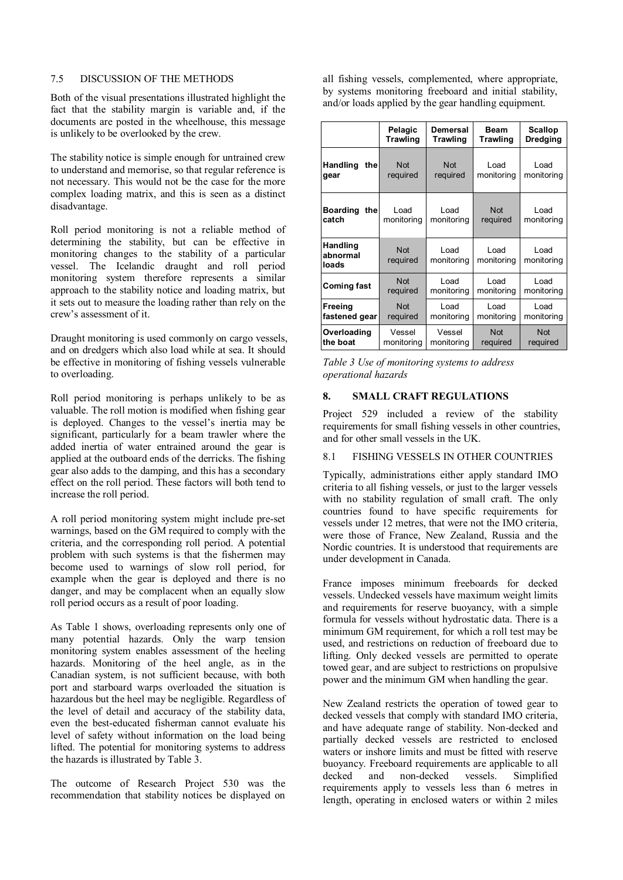### 7.5 DISCUSSION OF THE METHODS

Both of the visual presentations illustrated highlight the fact that the stability margin is variable and, if the documents are posted in the wheelhouse, this message is unlikely to be overlooked by the crew.

The stability notice is simple enough for untrained crew to understand and memorise, so that regular reference is not necessary. This would not be the case for the more complex loading matrix, and this is seen as a distinct disadvantage.

Roll period monitoring is not a reliable method of determining the stability, but can be effective in monitoring changes to the stability of a particular vessel. The Icelandic draught and roll period monitoring system therefore represents a similar approach to the stability notice and loading matrix, but it sets out to measure the loading rather than rely on the crew's assessment of it.

Draught monitoring is used commonly on cargo vessels, and on dredgers which also load while at sea. It should be effective in monitoring of fishing vessels vulnerable to overloading.

Roll period monitoring is perhaps unlikely to be as valuable. The roll motion is modified when fishing gear is deployed. Changes to the vessel's inertia may be significant, particularly for a beam trawler where the added inertia of water entrained around the gear is applied at the outboard ends of the derricks. The fishing gear also adds to the damping, and this has a secondary effect on the roll period. These factors will both tend to increase the roll period.

A roll period monitoring system might include pre-set warnings, based on the GM required to comply with the criteria, and the corresponding roll period. A potential problem with such systems is that the fishermen may become used to warnings of slow roll period, for example when the gear is deployed and there is no danger, and may be complacent when an equally slow roll period occurs as a result of poor loading.

As Table 1 shows, overloading represents only one of many potential hazards. Only the warp tension monitoring system enables assessment of the heeling hazards. Monitoring of the heel angle, as in the Canadian system, is not sufficient because, with both port and starboard warps overloaded the situation is hazardous but the heel may be negligible. Regardless of the level of detail and accuracy of the stability data, even the best-educated fisherman cannot evaluate his level of safety without information on the load being lifted. The potential for monitoring systems to address the hazards is illustrated by Table 3.

The outcome of Research Project 530 was the recommendation that stability notices be displayed on all fishing vessels, complemented, where appropriate, by systems monitoring freeboard and initial stability, and/or loads applied by the gear handling equipment.

| | Pelagic Trawling | Demersal Trawling | Beam Trawling | Scallop Dredging |
|---|---|---|---|---|
| **Handling the gear** | Not required | Not required | Load monitoring | Load monitoring |
| **Boarding the catch** | Load monitoring | Load monitoring | Not required | Load monitoring |
| **Handling abnormal loads** | Not required | Load monitoring | Load monitoring | Load monitoring |
| **Coming fast** | Not required | Load monitoring | Load monitoring | Load monitoring |
| **Freeing fastened gear** | Not required | Load monitoring | Load monitoring | Load monitoring |
| **Overloading the boat** | Vessel monitoring | Vessel monitoring | Not required | Not required |

*Table 3 Use of monitoring systems to address operational hazards*

## 8. SMALL CRAFT REGULATIONS

Project 529 included a review of the stability requirements for small fishing vessels in other countries, and for other small vessels in the UK.

### 8.1 FISHING VESSELS IN OTHER COUNTRIES

Typically, administrations either apply standard IMO criteria to all fishing vessels, or just to the larger vessels with no stability regulation of small craft. The only countries found to have specific requirements for vessels under 12 metres, that were not the IMO criteria, were those of France, New Zealand, Russia and the Nordic countries. It is understood that requirements are under development in Canada.

France imposes minimum freeboards for decked vessels. Undecked vessels have maximum weight limits and requirements for reserve buoyancy, with a simple formula for vessels without hydrostatic data. There is a minimum GM requirement, for which a roll test may be used, and restrictions on reduction of freeboard due to lifting. Only decked vessels are permitted to operate towed gear, and are subject to restrictions on propulsive power and the minimum GM when handling the gear.

New Zealand restricts the operation of towed gear to decked vessels that comply with standard IMO criteria, and have adequate range of stability. Non-decked and partially decked vessels are restricted to enclosed waters or inshore limits and must be fitted with reserve buoyancy. Freeboard requirements are applicable to all decked and non-decked vessels. Simplified requirements apply to vessels less than 6 metres in length, operating in enclosed waters or within 2 miles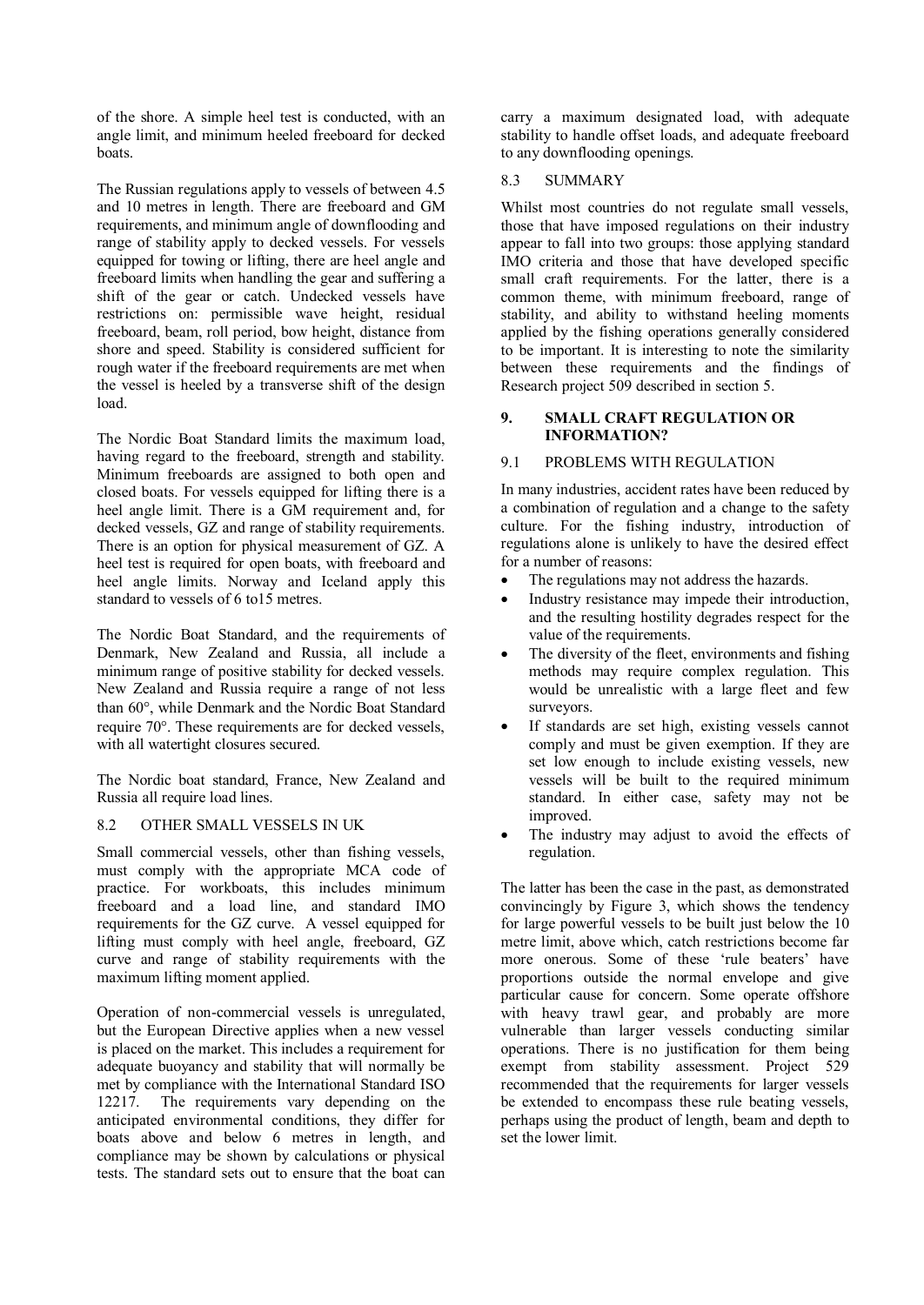of the shore. A simple heel test is conducted, with an angle limit, and minimum heeled freeboard for decked boats.

The Russian regulations apply to vessels of between 4.5 and 10 metres in length. There are freeboard and GM requirements, and minimum angle of downflooding and range of stability apply to decked vessels. For vessels equipped for towing or lifting, there are heel angle and freeboard limits when handling the gear and suffering a shift of the gear or catch. Undecked vessels have restrictions on: permissible wave height, residual freeboard, beam, roll period, bow height, distance from shore and speed. Stability is considered sufficient for rough water if the freeboard requirements are met when the vessel is heeled by a transverse shift of the design load.

The Nordic Boat Standard limits the maximum load, having regard to the freeboard, strength and stability. Minimum freeboards are assigned to both open and closed boats. For vessels equipped for lifting there is a heel angle limit. There is a GM requirement and, for decked vessels, GZ and range of stability requirements. There is an option for physical measurement of GZ. A heel test is required for open boats, with freeboard and heel angle limits. Norway and Iceland apply this standard to vessels of 6 to15 metres.

The Nordic Boat Standard, and the requirements of Denmark, New Zealand and Russia, all include a minimum range of positive stability for decked vessels. New Zealand and Russia require a range of not less than 60°, while Denmark and the Nordic Boat Standard require 70°. These requirements are for decked vessels, with all watertight closures secured.

The Nordic boat standard, France, New Zealand and Russia all require load lines.

### 8.2 OTHER SMALL VESSELS IN UK

Small commercial vessels, other than fishing vessels, must comply with the appropriate MCA code of practice. For workboats, this includes minimum freeboard and a load line, and standard IMO requirements for the GZ curve. A vessel equipped for lifting must comply with heel angle, freeboard, GZ curve and range of stability requirements with the maximum lifting moment applied.

Operation of non-commercial vessels is unregulated, but the European Directive applies when a new vessel is placed on the market. This includes a requirement for adequate buoyancy and stability that will normally be met by compliance with the International Standard ISO 12217. The requirements vary depending on the anticipated environmental conditions, they differ for boats above and below 6 metres in length, and compliance may be shown by calculations or physical tests. The standard sets out to ensure that the boat can carry a maximum designated load, with adequate stability to handle offset loads, and adequate freeboard to any downflooding openings.

### 8.3 SUMMARY

Whilst most countries do not regulate small vessels, those that have imposed regulations on their industry appear to fall into two groups: those applying standard IMO criteria and those that have developed specific small craft requirements. For the latter, there is a common theme, with minimum freeboard, range of stability, and ability to withstand heeling moments applied by the fishing operations generally considered to be important. It is interesting to note the similarity between these requirements and the findings of Research project 509 described in section 5.

## 9. SMALL CRAFT REGULATION OR INFORMATION?

### 9.1 PROBLEMS WITH REGULATION

In many industries, accident rates have been reduced by a combination of regulation and a change to the safety culture. For the fishing industry, introduction of regulations alone is unlikely to have the desired effect for a number of reasons:

- The regulations may not address the hazards.
- Industry resistance may impede their introduction, and the resulting hostility degrades respect for the value of the requirements.
- The diversity of the fleet, environments and fishing methods may require complex regulation. This would be unrealistic with a large fleet and few surveyors.
- If standards are set high, existing vessels cannot comply and must be given exemption. If they are set low enough to include existing vessels, new vessels will be built to the required minimum standard. In either case, safety may not be improved.
- The industry may adjust to avoid the effects of regulation.

The latter has been the case in the past, as demonstrated convincingly by Figure 3, which shows the tendency for large powerful vessels to be built just below the 10 metre limit, above which, catch restrictions become far more onerous. Some of these 'rule beaters' have proportions outside the normal envelope and give particular cause for concern. Some operate offshore with heavy trawl gear, and probably are more vulnerable than larger vessels conducting similar operations. There is no justification for them being exempt from stability assessment. Project 529 recommended that the requirements for larger vessels be extended to encompass these rule beating vessels, perhaps using the product of length, beam and depth to set the lower limit.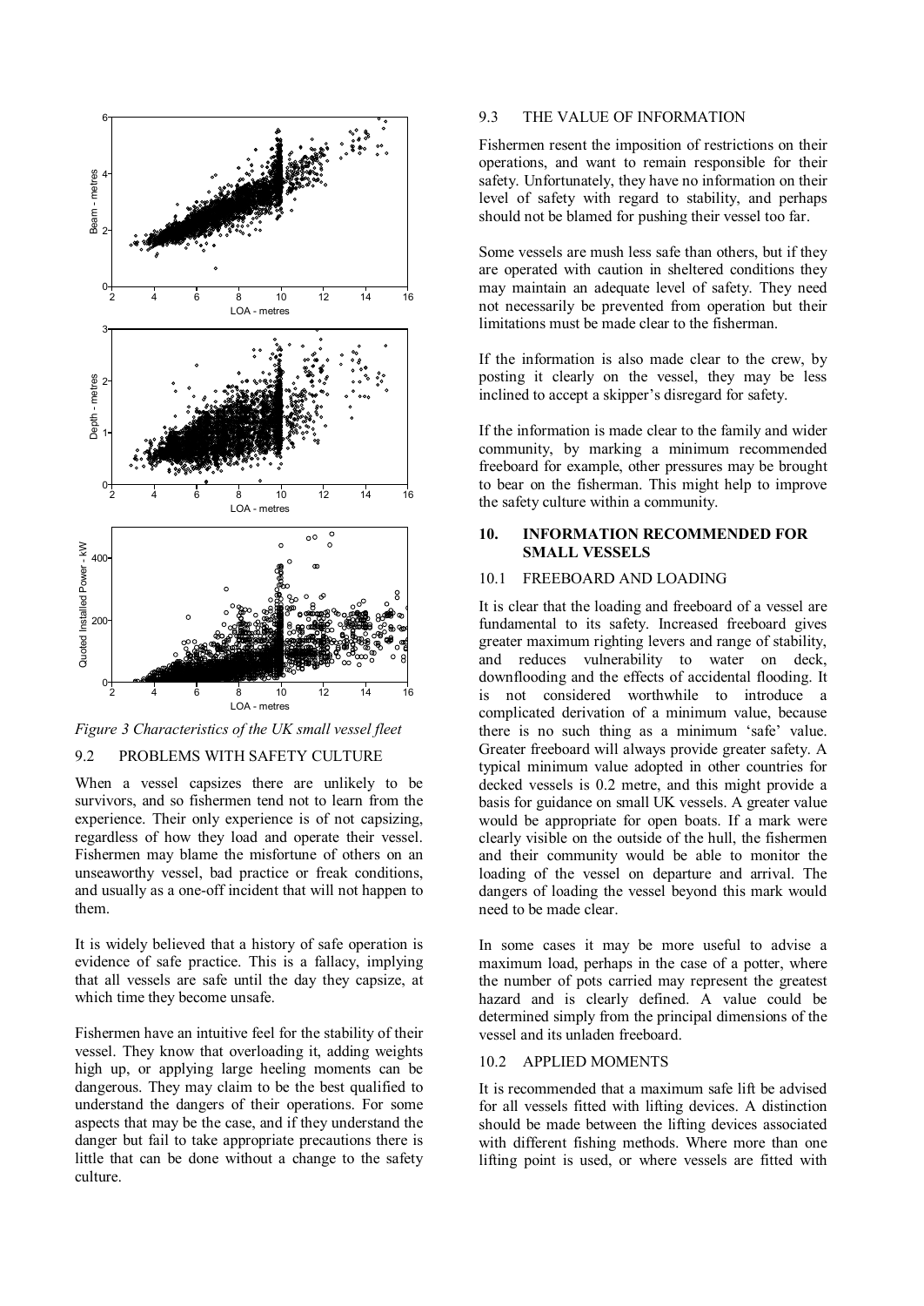*Figure 3 Characteristics of the UK small vessel fleet*

### 9.2 PROBLEMS WITH SAFETY CULTURE

When a vessel capsizes there are unlikely to be survivors, and so fishermen tend not to learn from the experience. Their only experience is of not capsizing, regardless of how they load and operate their vessel. Fishermen may blame the misfortune of others on an unseaworthy vessel, bad practice or freak conditions, and usually as a one-off incident that will not happen to them.

It is widely believed that a history of safe operation is evidence of safe practice. This is a fallacy, implying that all vessels are safe until the day they capsize, at which time they become unsafe.

Fishermen have an intuitive feel for the stability of their vessel. They know that overloading it, adding weights high up, or applying large heeling moments can be dangerous. They may claim to be the best qualified to understand the dangers of their operations. For some aspects that may be the case, and if they understand the danger but fail to take appropriate precautions there is little that can be done without a change to the safety culture.

### 9.3 THE VALUE OF INFORMATION

Fishermen resent the imposition of restrictions on their operations, and want to remain responsible for their safety. Unfortunately, they have no information on their level of safety with regard to stability, and perhaps should not be blamed for pushing their vessel too far.

Some vessels are mush less safe than others, but if they are operated with caution in sheltered conditions they may maintain an adequate level of safety. They need not necessarily be prevented from operation but their limitations must be made clear to the fisherman.

If the information is also made clear to the crew, by posting it clearly on the vessel, they may be less inclined to accept a skipper's disregard for safety.

If the information is made clear to the family and wider community, by marking a minimum recommended freeboard for example, other pressures may be brought to bear on the fisherman. This might help to improve the safety culture within a community.

## 10. INFORMATION RECOMMENDED FOR SMALL VESSELS

### 10.1 FREEBOARD AND LOADING

It is clear that the loading and freeboard of a vessel are fundamental to its safety. Increased freeboard gives greater maximum righting levers and range of stability, and reduces vulnerability to water on deck, downflooding and the effects of accidental flooding. It is not considered worthwhile to introduce a complicated derivation of a minimum value, because there is no such thing as a minimum 'safe' value. Greater freeboard will always provide greater safety. A typical minimum value adopted in other countries for decked vessels is 0.2 metre, and this might provide a basis for guidance on small UK vessels. A greater value would be appropriate for open boats. If a mark were clearly visible on the outside of the hull, the fishermen and their community would be able to monitor the loading of the vessel on departure and arrival. The dangers of loading the vessel beyond this mark would need to be made clear.

In some cases it may be more useful to advise a maximum load, perhaps in the case of a potter, where the number of pots carried may represent the greatest hazard and is clearly defined. A value could be determined simply from the principal dimensions of the vessel and its unladen freeboard.

### 10.2 APPLIED MOMENTS

It is recommended that a maximum safe lift be advised for all vessels fitted with lifting devices. A distinction should be made between the lifting devices associated with different fishing methods. Where more than one lifting point is used, or where vessels are fitted with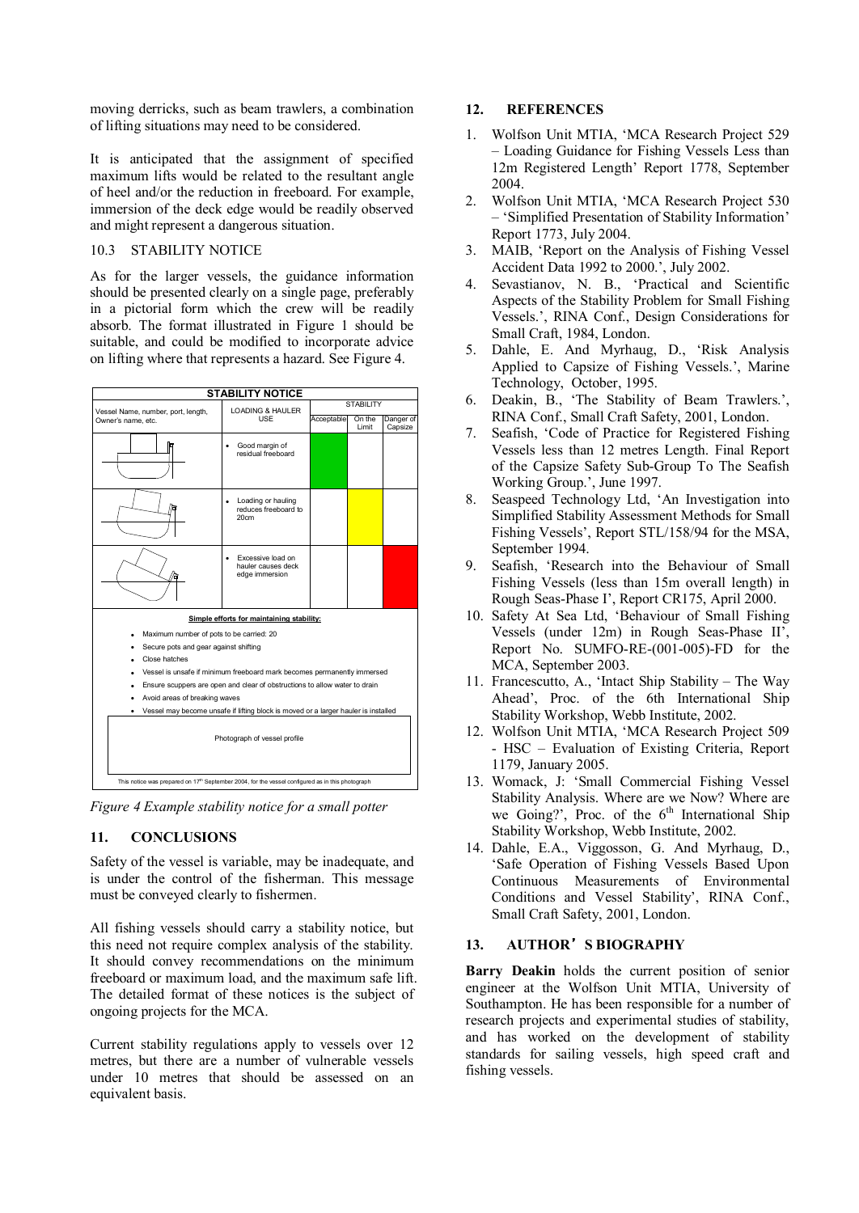moving derricks, such as beam trawlers, a combination of lifting situations may need to be considered.

It is anticipated that the assignment of specified maximum lifts would be related to the resultant angle of heel and/or the reduction in freeboard. For example, immersion of the deck edge would be readily observed and might represent a dangerous situation.

### 10.3 STABILITY NOTICE

As for the larger vessels, the guidance information should be presented clearly on a single page, preferably in a pictorial form which the crew will be readily absorb. The format illustrated in Figure 1 should be suitable, and could be modified to incorporate advice on lifting where that represents a hazard. See Figure 4.

**STABILITY NOTICE**

| Vessel Name, number, port, length, Owner's name, etc. | LOADING & HAULER USE | STABILITY | | |
|---|---|---|---|---|
| | | Acceptable | On the Limit | Danger of Capsize |
| | • Good margin of residual freeboard | | | |
| | • Loading or hauling reduces freeboard to 20cm | | | |
| | • Excessive load on hauler causes deck edge immersion | | | |

**Simple efforts for maintaining stability:**

- Maximum number of pots to be carried: 20
- Secure pots and gear against shifting
- Close hatches
- Vessel is unsafe if minimum freeboard mark becomes permanently immersed
- Ensure scuppers are open and clear of obstructions to allow water to drain
- Avoid areas of breaking waves
- Vessel may become unsafe if lifting block is moved or a larger hauler is installed

Photograph of vessel profile

This notice was prepared on 17th September 2004, for the vessel configured as in this photograph

*Figure 4 Example stability notice for a small potter*

## 11. CONCLUSIONS

Safety of the vessel is variable, may be inadequate, and is under the control of the fisherman. This message must be conveyed clearly to fishermen.

All fishing vessels should carry a stability notice, but this need not require complex analysis of the stability. It should convey recommendations on the minimum freeboard or maximum load, and the maximum safe lift. The detailed format of these notices is the subject of ongoing projects for the MCA.

Current stability regulations apply to vessels over 12 metres, but there are a number of vulnerable vessels under 10 metres that should be assessed on an equivalent basis.

## 12. REFERENCES

1. Wolfson Unit MTIA, 'MCA Research Project 529 – Loading Guidance for Fishing Vessels Less than 12m Registered Length' Report 1778, September 2004.
2. Wolfson Unit MTIA, 'MCA Research Project 530 – 'Simplified Presentation of Stability Information' Report 1773, July 2004.
3. MAIB, 'Report on the Analysis of Fishing Vessel Accident Data 1992 to 2000.', July 2002.
4. Sevastianov, N. B., 'Practical and Scientific Aspects of the Stability Problem for Small Fishing Vessels.', RINA Conf., Design Considerations for Small Craft, 1984, London.
5. Dahle, E. And Myrhaug, D., 'Risk Analysis Applied to Capsize of Fishing Vessels.', Marine Technology, October, 1995.
6. Deakin, B., 'The Stability of Beam Trawlers.', RINA Conf., Small Craft Safety, 2001, London.
7. Seafish, 'Code of Practice for Registered Fishing Vessels less than 12 metres Length. Final Report of the Capsize Safety Sub-Group To The Seafish Working Group.', June 1997.
8. Seaspeed Technology Ltd, 'An Investigation into Simplified Stability Assessment Methods for Small Fishing Vessels', Report STL/158/94 for the MSA, September 1994.
9. Seafish, 'Research into the Behaviour of Small Fishing Vessels (less than 15m overall length) in Rough Seas-Phase I', Report CR175, April 2000.
10. Safety At Sea Ltd, 'Behaviour of Small Fishing Vessels (under 12m) in Rough Seas-Phase II', Report No. SUMFO-RE-(001-005)-FD for the MCA, September 2003.
11. Francescutto, A., 'Intact Ship Stability – The Way Ahead', Proc. of the 6th International Ship Stability Workshop, Webb Institute, 2002.
12. Wolfson Unit MTIA, 'MCA Research Project 509 - HSC – Evaluation of Existing Criteria, Report 1179, January 2005.
13. Womack, J: 'Small Commercial Fishing Vessel Stability Analysis. Where are we Now? Where are we Going?', Proc. of the 6th International Ship Stability Workshop, Webb Institute, 2002.
14. Dahle, E.A., Viggosson, G. And Myrhaug, D., 'Safe Operation of Fishing Vessels Based Upon Continuous Measurements of Environmental Conditions and Vessel Stability', RINA Conf., Small Craft Safety, 2001, London.

## 13. AUTHOR'S BIOGRAPHY

**Barry Deakin** holds the current position of senior engineer at the Wolfson Unit MTIA, University of Southampton. He has been responsible for a number of research projects and experimental studies of stability, and has worked on the development of stability standards for sailing vessels, high speed craft and fishing vessels.